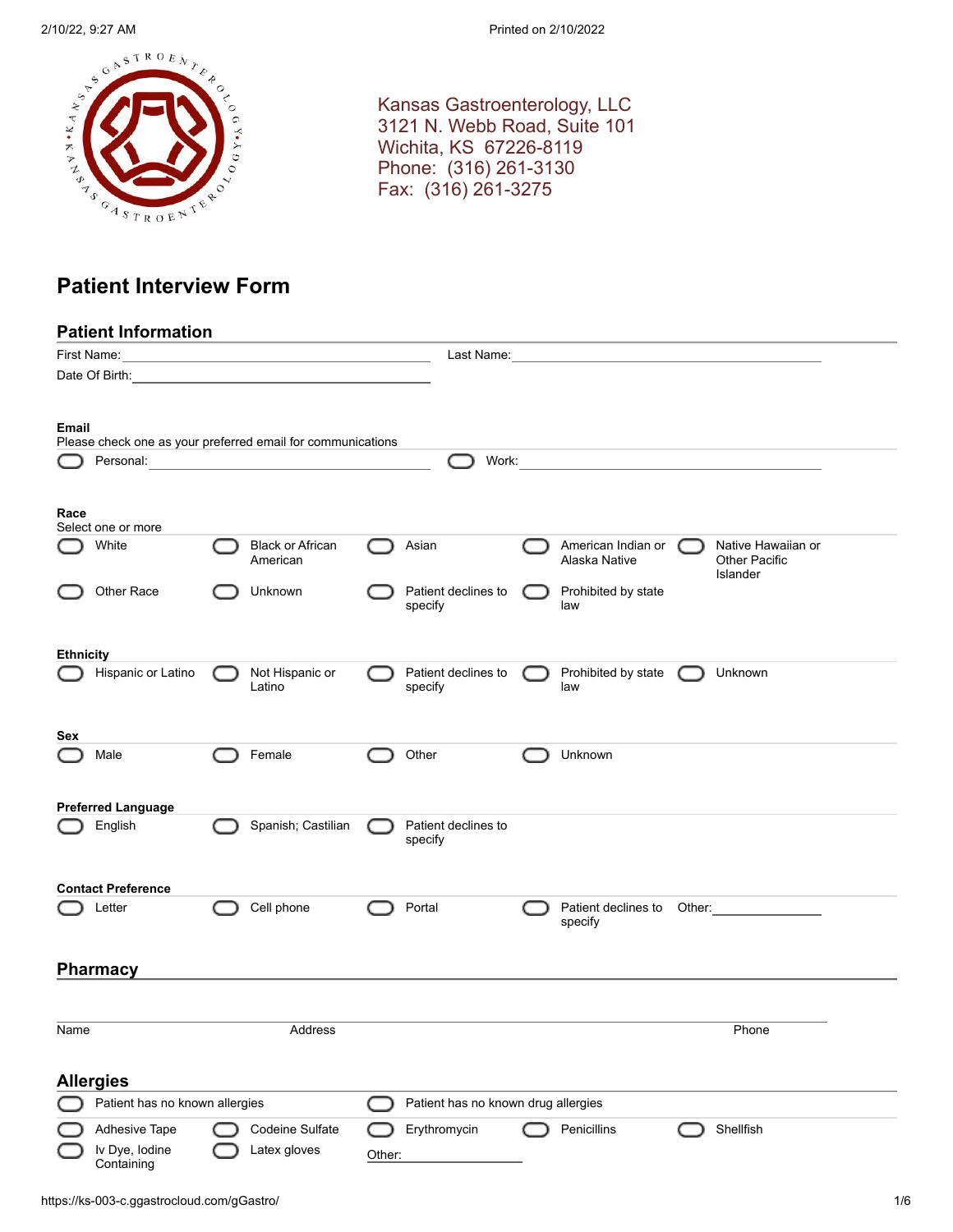Kansas Gastroenterology, LLC
3121 N. Webb Road, Suite 101
Wichita, KS 67226-8119
Phone: (316) 261-3130
Fax: (316) 261-3275

# Patient Interview Form

## Patient Information

First Name: ____________________ Last Name: ____________________

Date Of Birth: ____________________

### Email

Please check one as your preferred email for communications

- ☐ Personal: ____________________
- ☐ Work: ____________________

### Race

Select one or more

- ☐ White
- ☐ Black or African American
- ☐ Asian
- ☐ American Indian or Alaska Native
- ☐ Native Hawaiian or Other Pacific Islander
- ☐ Other Race
- ☐ Unknown
- ☐ Patient declines to specify
- ☐ Prohibited by state law

### Ethnicity

- ☐ Hispanic or Latino
- ☐ Not Hispanic or Latino
- ☐ Patient declines to specify
- ☐ Prohibited by state law
- ☐ Unknown

### Sex

- ☐ Male
- ☐ Female
- ☐ Other
- ☐ Unknown

### Preferred Language

- ☐ English
- ☐ Spanish; Castilian
- ☐ Patient declines to specify

### Contact Preference

- ☐ Letter
- ☐ Cell phone
- ☐ Portal
- ☐ Patient declines to specify
- Other: ____________________

## Pharmacy

| Name | Address | Phone |
|---|---|---|
| | | |

## Allergies

- ☐ Patient has no known allergies
- ☐ Patient has no known drug allergies

- ☐ Adhesive Tape
- ☐ Codeine Sulfate
- ☐ Erythromycin
- ☐ Penicillins
- ☐ Shellfish
- ☐ Iv Dye, Iodine Containing
- ☐ Latex gloves
- Other: ____________________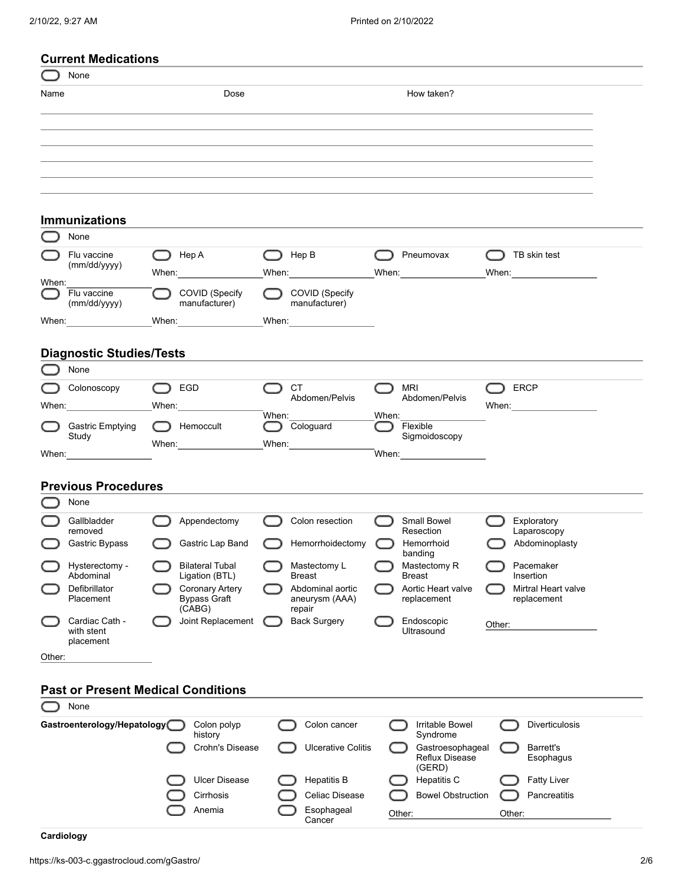## Current Medications

- [ ] None

| Name | Dose | How taken? |
|---|---|---|
| | | |
| | | |
| | | |
| | | |
| | | |

## Immunizations

- [ ] None

- [ ] Flu vaccine (mm/dd/yyyy) When: ________
- [ ] Hep A When: ________
- [ ] Hep B When: ________
- [ ] Pneumovax When: ________
- [ ] TB skin test When: ________
- [ ] Flu vaccine (mm/dd/yyyy) When: ________
- [ ] COVID (Specify manufacturer) When: ________
- [ ] COVID (Specify manufacturer) When: ________

## Diagnostic Studies/Tests

- [ ] None

- [ ] Colonoscopy When: ________
- [ ] EGD When: ________
- [ ] CT Abdomen/Pelvis When: ________
- [ ] MRI Abdomen/Pelvis When: ________
- [ ] ERCP When: ________
- [ ] Gastric Emptying Study When: ________
- [ ] Hemoccult When: ________
- [ ] Cologuard When: ________
- [ ] Flexible Sigmoidoscopy When: ________

## Previous Procedures

- [ ] None

- [ ] Gallbladder removed
- [ ] Appendectomy
- [ ] Colon resection
- [ ] Small Bowel Resection
- [ ] Exploratory Laparoscopy
- [ ] Gastric Bypass
- [ ] Gastric Lap Band
- [ ] Hemorrhoidectomy
- [ ] Hemorrhoid banding
- [ ] Abdominoplasty
- [ ] Hysterectomy - Abdominal
- [ ] Bilateral Tubal Ligation (BTL)
- [ ] Mastectomy L Breast
- [ ] Mastectomy R Breast
- [ ] Pacemaker Insertion
- [ ] Defibrillator Placement
- [ ] Coronary Artery Bypass Graft (CABG)
- [ ] Abdominal aortic aneurysm (AAA) repair
- [ ] Aortic Heart valve replacement
- [ ] Mirtral Heart valve replacement
- [ ] Cardiac Cath - with stent placement
- [ ] Joint Replacement
- [ ] Back Surgery
- [ ] Endoscopic Ultrasound

Other: ________

Other: ________

## Past or Present Medical Conditions

- [ ] None

**Gastroenterology/Hepatology**

- [ ] Colon polyp history
- [ ] Colon cancer
- [ ] Irritable Bowel Syndrome
- [ ] Diverticulosis
- [ ] Crohn's Disease
- [ ] Ulcerative Colitis
- [ ] Gastroesophageal Reflux Disease (GERD)
- [ ] Barrett's Esophagus
- [ ] Ulcer Disease
- [ ] Hepatitis B
- [ ] Hepatitis C
- [ ] Fatty Liver
- [ ] Cirrhosis
- [ ] Celiac Disease
- [ ] Bowel Obstruction
- [ ] Pancreatitis
- [ ] Anemia
- [ ] Esophageal Cancer

Other: ________

Other: ________

**Cardiology**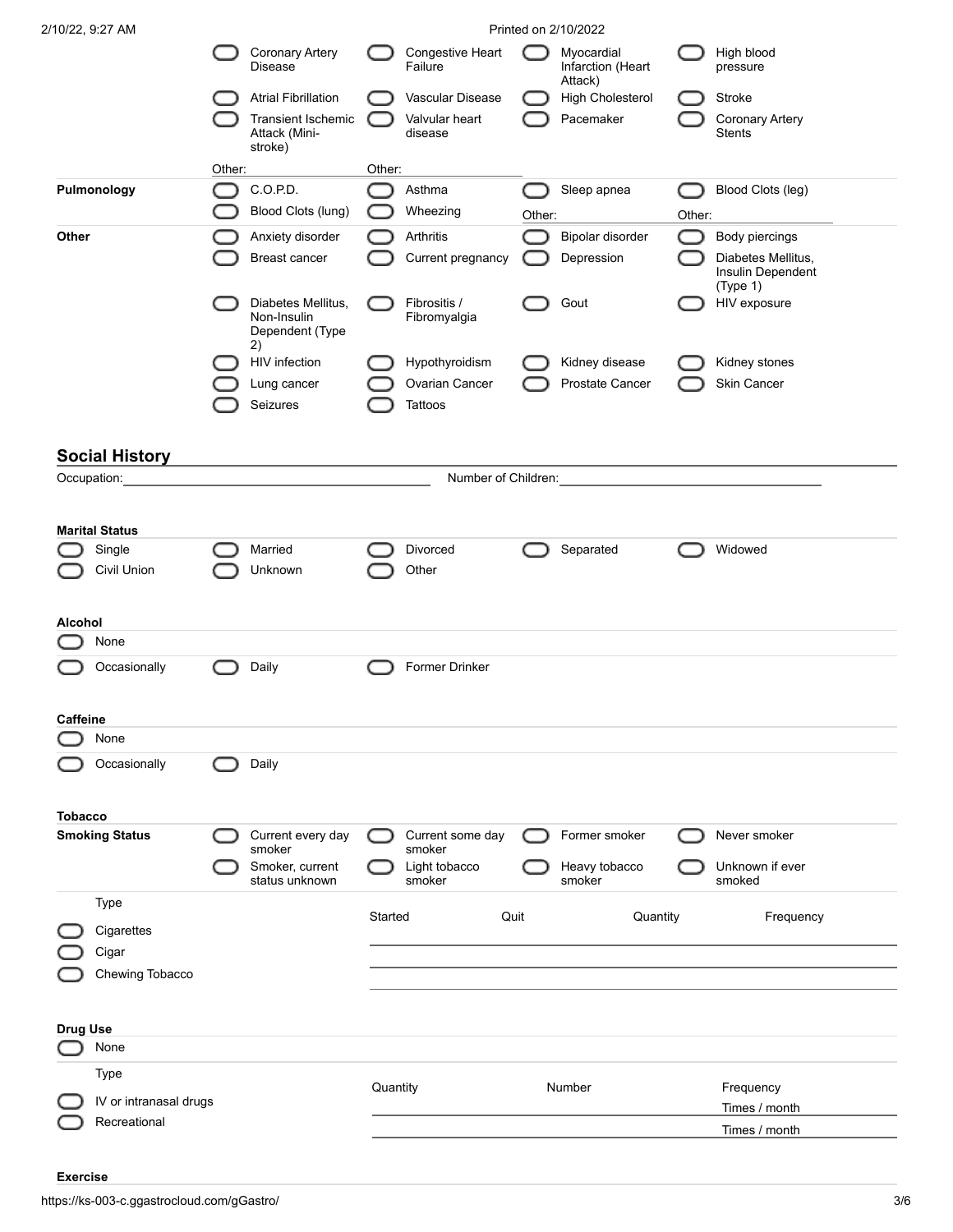| | | | | |
|---|---|---|---|---|
| | ☐ Coronary Artery Disease | ☐ Congestive Heart Failure | ☐ Myocardial Infarction (Heart Attack) | ☐ High blood pressure |
| | ☐ Atrial Fibrillation | ☐ Vascular Disease | ☐ High Cholesterol | ☐ Stroke |
| | ☐ Transient Ischemic Attack (Mini-stroke) | ☐ Valvular heart disease | ☐ Pacemaker | ☐ Coronary Artery Stents |
| | Other: | Other: | | |
| **Pulmonology** | ☐ C.O.P.D. | ☐ Asthma | ☐ Sleep apnea | ☐ Blood Clots (leg) |
| | ☐ Blood Clots (lung) | ☐ Wheezing | Other: | Other: |
| **Other** | ☐ Anxiety disorder | ☐ Arthritis | ☐ Bipolar disorder | ☐ Body piercings |
| | ☐ Breast cancer | ☐ Current pregnancy | ☐ Depression | ☐ Diabetes Mellitus, Insulin Dependent (Type 1) |
| | ☐ Diabetes Mellitus, Non-Insulin Dependent (Type 2) | ☐ Fibrositis / Fibromyalgia | ☐ Gout | ☐ HIV exposure |
| | ☐ HIV infection | ☐ Hypothyroidism | ☐ Kidney disease | ☐ Kidney stones |
| | ☐ Lung cancer | ☐ Ovarian Cancer | ☐ Prostate Cancer | ☐ Skin Cancer |
| | ☐ Seizures | ☐ Tattoos | | |

## Social History

Occupation: ____________________ Number of Children: ____________________

### Marital Status

| | | | | |
|---|---|---|---|---|
| ☐ Single | ☐ Married | ☐ Divorced | ☐ Separated | ☐ Widowed |
| ☐ Civil Union | ☐ Unknown | ☐ Other | | |

### Alcohol

☐ None

☐ Occasionally ☐ Daily ☐ Former Drinker

### Caffeine

☐ None

☐ Occasionally ☐ Daily

### Tobacco

| | | | | |
|---|---|---|---|---|
| **Smoking Status** | ☐ Current every day smoker | ☐ Current some day smoker | ☐ Former smoker | ☐ Never smoker |
| | ☐ Smoker, current status unknown | ☐ Light tobacco smoker | ☐ Heavy tobacco smoker | ☐ Unknown if ever smoked |

| Type | Started | Quit | Quantity | Frequency |
|---|---|---|---|---|
| ☐ Cigarettes | | | | |
| ☐ Cigar | | | | |
| ☐ Chewing Tobacco | | | | |

### Drug Use

☐ None

| Type | Quantity | Number | Frequency |
|---|---|---|---|
| ☐ IV or intranasal drugs | | | Times / month |
| ☐ Recreational | | | Times / month |

### Exercise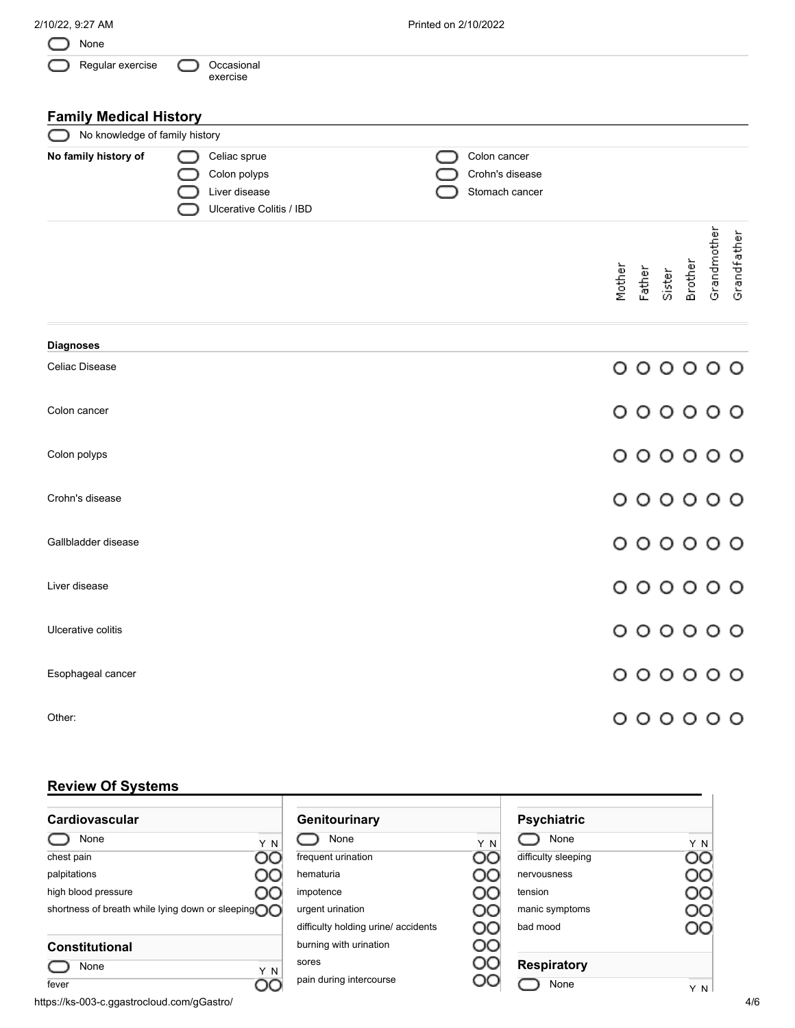- [ ] None
- [ ] Regular exercise
- [ ] Occasional exercise

## Family Medical History

- [ ] No knowledge of family history

**No family history of**

- [ ] Celiac sprue
- [ ] Colon polyps
- [ ] Liver disease
- [ ] Ulcerative Colitis / IBD
- [ ] Colon cancer
- [ ] Crohn's disease
- [ ] Stomach cancer

| Diagnoses | Mother | Father | Sister | Brother | Grandmother | Grandfather |
|---|---|---|---|---|---|---|
| Celiac Disease | ○ | ○ | ○ | ○ | ○ | ○ |
| Colon cancer | ○ | ○ | ○ | ○ | ○ | ○ |
| Colon polyps | ○ | ○ | ○ | ○ | ○ | ○ |
| Crohn's disease | ○ | ○ | ○ | ○ | ○ | ○ |
| Gallbladder disease | ○ | ○ | ○ | ○ | ○ | ○ |
| Liver disease | ○ | ○ | ○ | ○ | ○ | ○ |
| Ulcerative colitis | ○ | ○ | ○ | ○ | ○ | ○ |
| Esophageal cancer | ○ | ○ | ○ | ○ | ○ | ○ |
| Other: | ○ | ○ | ○ | ○ | ○ | ○ |

## Review Of Systems

### Cardiovascular

- [ ] None

| | Y | N |
|---|---|---|
| chest pain | ○ | ○ |
| palpitations | ○ | ○ |
| high blood pressure | ○ | ○ |
| shortness of breath while lying down or sleeping | ○ | ○ |

### Constitutional

- [ ] None

| | Y | N |
|---|---|---|
| fever | ○ | ○ |

### Genitourinary

- [ ] None

| | Y | N |
|---|---|---|
| frequent urination | ○ | ○ |
| hematuria | ○ | ○ |
| impotence | ○ | ○ |
| urgent urination | ○ | ○ |
| difficulty holding urine/ accidents | ○ | ○ |
| burning with urination | ○ | ○ |
| sores | ○ | ○ |
| pain during intercourse | ○ | ○ |

### Psychiatric

- [ ] None

| | Y | N |
|---|---|---|
| difficulty sleeping | ○ | ○ |
| nervousness | ○ | ○ |
| tension | ○ | ○ |
| manic symptoms | ○ | ○ |
| bad mood | ○ | ○ |

### Respiratory

- [ ] None

| | Y | N |
|---|---|---|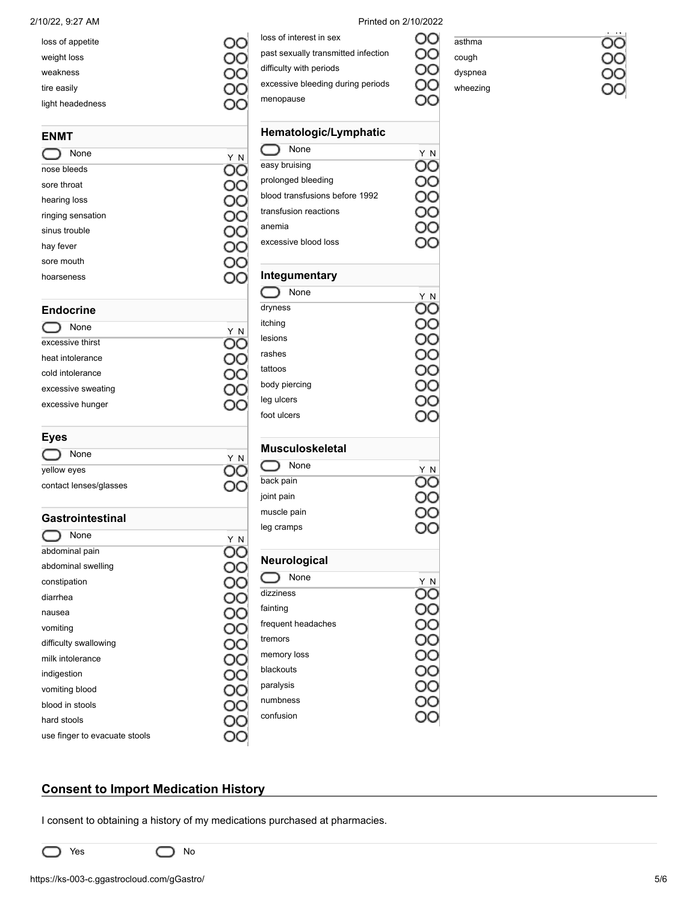| | Y | N |
|---|---|---|
| loss of appetite | ○ | ○ |
| weight loss | ○ | ○ |
| weakness | ○ | ○ |
| tire easily | ○ | ○ |
| light headedness | ○ | ○ |

### ENMT

○ None

| | Y | N |
|---|---|---|
| nose bleeds | ○ | ○ |
| sore throat | ○ | ○ |
| hearing loss | ○ | ○ |
| ringing sensation | ○ | ○ |
| sinus trouble | ○ | ○ |
| hay fever | ○ | ○ |
| sore mouth | ○ | ○ |
| hoarseness | ○ | ○ |

### Endocrine

○ None

| | Y | N |
|---|---|---|
| excessive thirst | ○ | ○ |
| heat intolerance | ○ | ○ |
| cold intolerance | ○ | ○ |
| excessive sweating | ○ | ○ |
| excessive hunger | ○ | ○ |

### Eyes

○ None

| | Y | N |
|---|---|---|
| yellow eyes | ○ | ○ |
| contact lenses/glasses | ○ | ○ |

### Gastrointestinal

○ None

| | Y | N |
|---|---|---|
| abdominal pain | ○ | ○ |
| abdominal swelling | ○ | ○ |
| constipation | ○ | ○ |
| diarrhea | ○ | ○ |
| nausea | ○ | ○ |
| vomiting | ○ | ○ |
| difficulty swallowing | ○ | ○ |
| milk intolerance | ○ | ○ |
| indigestion | ○ | ○ |
| vomiting blood | ○ | ○ |
| blood in stools | ○ | ○ |
| hard stools | ○ | ○ |
| use finger to evacuate stools | ○ | ○ |

| | Y | N |
|---|---|---|
| loss of interest in sex | ○ | ○ |
| past sexually transmitted infection | ○ | ○ |
| difficulty with periods | ○ | ○ |
| excessive bleeding during periods | ○ | ○ |
| menopause | ○ | ○ |

### Hematologic/Lymphatic

○ None

| | Y | N |
|---|---|---|
| easy bruising | ○ | ○ |
| prolonged bleeding | ○ | ○ |
| blood transfusions before 1992 | ○ | ○ |
| transfusion reactions | ○ | ○ |
| anemia | ○ | ○ |
| excessive blood loss | ○ | ○ |

### Integumentary

○ None

| | Y | N |
|---|---|---|
| dryness | ○ | ○ |
| itching | ○ | ○ |
| lesions | ○ | ○ |
| rashes | ○ | ○ |
| tattoos | ○ | ○ |
| body piercing | ○ | ○ |
| leg ulcers | ○ | ○ |
| foot ulcers | ○ | ○ |

### Musculoskeletal

○ None

| | Y | N |
|---|---|---|
| back pain | ○ | ○ |
| joint pain | ○ | ○ |
| muscle pain | ○ | ○ |
| leg cramps | ○ | ○ |

### Neurological

○ None

| | Y | N |
|---|---|---|
| dizziness | ○ | ○ |
| fainting | ○ | ○ |
| frequent headaches | ○ | ○ |
| tremors | ○ | ○ |
| memory loss | ○ | ○ |
| blackouts | ○ | ○ |
| paralysis | ○ | ○ |
| numbness | ○ | ○ |
| confusion | ○ | ○ |

| | Y | N |
|---|---|---|
| asthma | ○ | ○ |
| cough | ○ | ○ |
| dyspnea | ○ | ○ |
| wheezing | ○ | ○ |

## Consent to Import Medication History

I consent to obtaining a history of my medications purchased at pharmacies.

○ Yes ○ No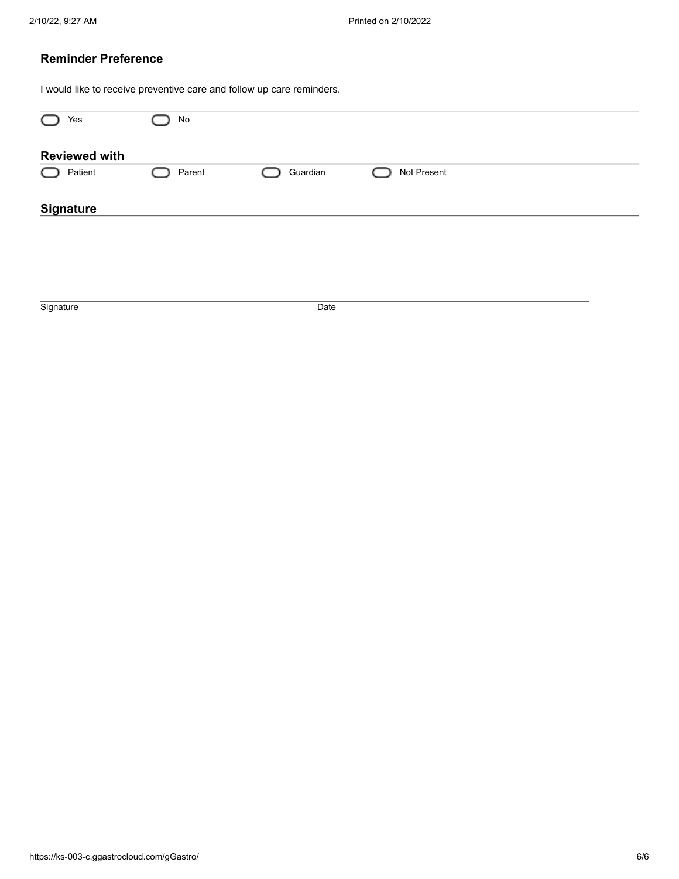## Reminder Preference

I would like to receive preventive care and follow up care reminders.

- [ ] Yes
- [ ] No

## Reviewed with

- [ ] Patient
- [ ] Parent
- [ ] Guardian
- [ ] Not Present

## Signature

Signature _______________________ Date _______________________